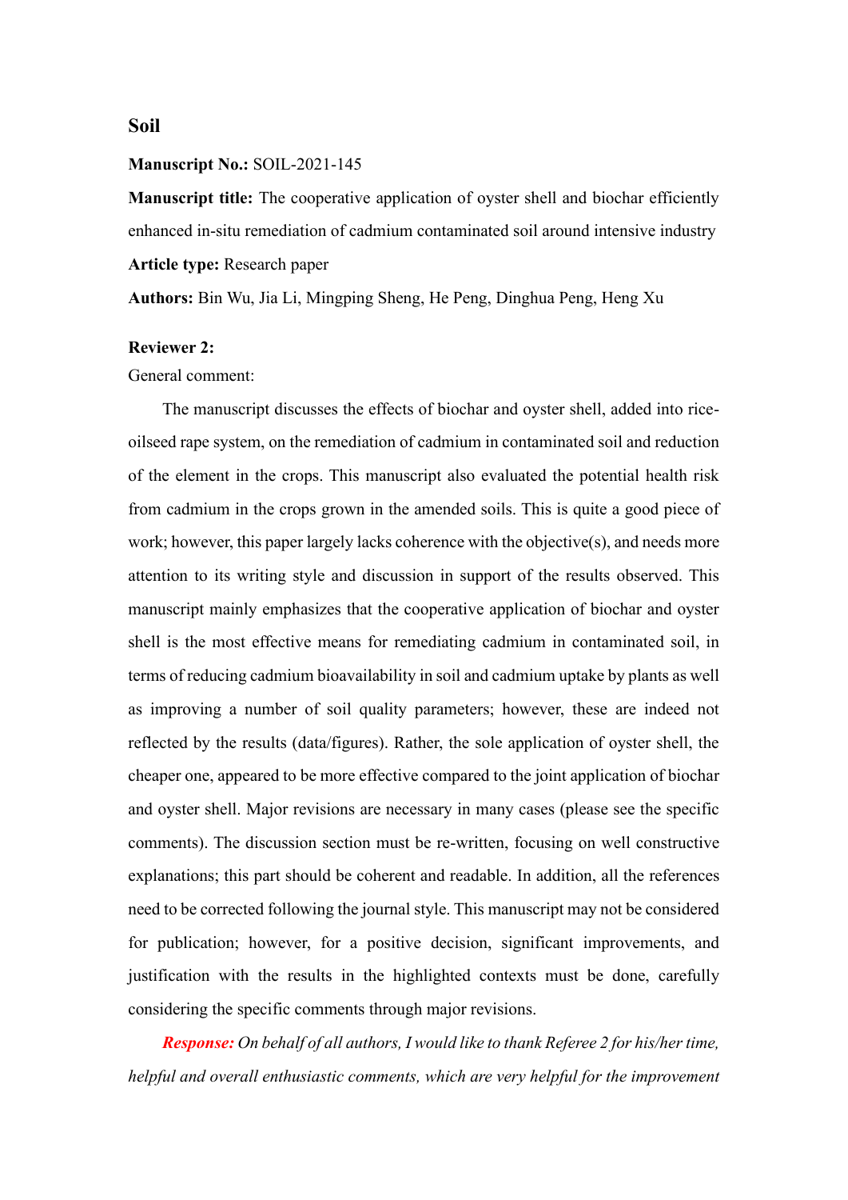## Soil

**Manuscript No.:** SOIL-2021-145

**Manuscript title:** The cooperative application of oyster shell and biochar efficiently enhanced in-situ remediation of cadmium contaminated soil around intensive industry

**Article type:** Research paper

**Authors:** Bin Wu, Jia Li, Mingping Sheng, He Peng, Dinghua Peng, Heng Xu

**Reviewer 2:**

General comment:

The manuscript discusses the effects of biochar and oyster shell, added into rice-oilseed rape system, on the remediation of cadmium in contaminated soil and reduction of the element in the crops. This manuscript also evaluated the potential health risk from cadmium in the crops grown in the amended soils. This is quite a good piece of work; however, this paper largely lacks coherence with the objective(s), and needs more attention to its writing style and discussion in support of the results observed. This manuscript mainly emphasizes that the cooperative application of biochar and oyster shell is the most effective means for remediating cadmium in contaminated soil, in terms of reducing cadmium bioavailability in soil and cadmium uptake by plants as well as improving a number of soil quality parameters; however, these are indeed not reflected by the results (data/figures). Rather, the sole application of oyster shell, the cheaper one, appeared to be more effective compared to the joint application of biochar and oyster shell. Major revisions are necessary in many cases (please see the specific comments). The discussion section must be re-written, focusing on well constructive explanations; this part should be coherent and readable. In addition, all the references need to be corrected following the journal style. This manuscript may not be considered for publication; however, for a positive decision, significant improvements, and justification with the results in the highlighted contexts must be done, carefully considering the specific comments through major revisions.

***Response:*** *On behalf of all authors, I would like to thank Referee 2 for his/her time, helpful and overall enthusiastic comments, which are very helpful for the improvement*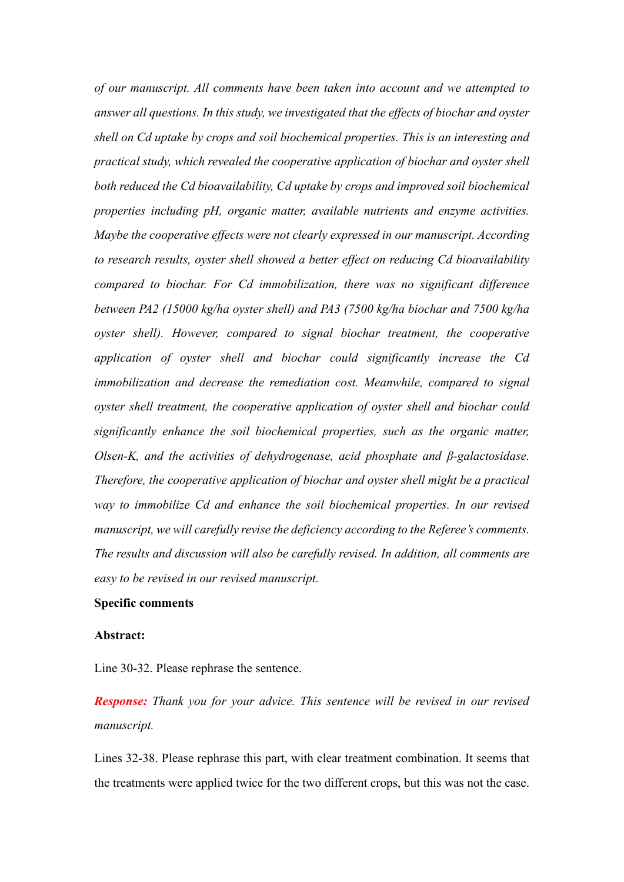*of our manuscript. All comments have been taken into account and we attempted to answer all questions. In this study, we investigated that the effects of biochar and oyster shell on Cd uptake by crops and soil biochemical properties. This is an interesting and practical study, which revealed the cooperative application of biochar and oyster shell both reduced the Cd bioavailability, Cd uptake by crops and improved soil biochemical properties including pH, organic matter, available nutrients and enzyme activities. Maybe the cooperative effects were not clearly expressed in our manuscript. According to research results, oyster shell showed a better effect on reducing Cd bioavailability compared to biochar. For Cd immobilization, there was no significant difference between PA2 (15000 kg/ha oyster shell) and PA3 (7500 kg/ha biochar and 7500 kg/ha oyster shell). However, compared to signal biochar treatment, the cooperative application of oyster shell and biochar could significantly increase the Cd immobilization and decrease the remediation cost. Meanwhile, compared to signal oyster shell treatment, the cooperative application of oyster shell and biochar could significantly enhance the soil biochemical properties, such as the organic matter, Olsen-K, and the activities of dehydrogenase, acid phosphate and β-galactosidase. Therefore, the cooperative application of biochar and oyster shell might be a practical way to immobilize Cd and enhance the soil biochemical properties. In our revised manuscript, we will carefully revise the deficiency according to the Referee's comments. The results and discussion will also be carefully revised. In addition, all comments are easy to be revised in our revised manuscript.*

**Specific comments**

**Abstract:**

Line 30-32. Please rephrase the sentence.

***Response:*** *Thank you for your advice. This sentence will be revised in our revised manuscript.*

Lines 32-38. Please rephrase this part, with clear treatment combination. It seems that the treatments were applied twice for the two different crops, but this was not the case.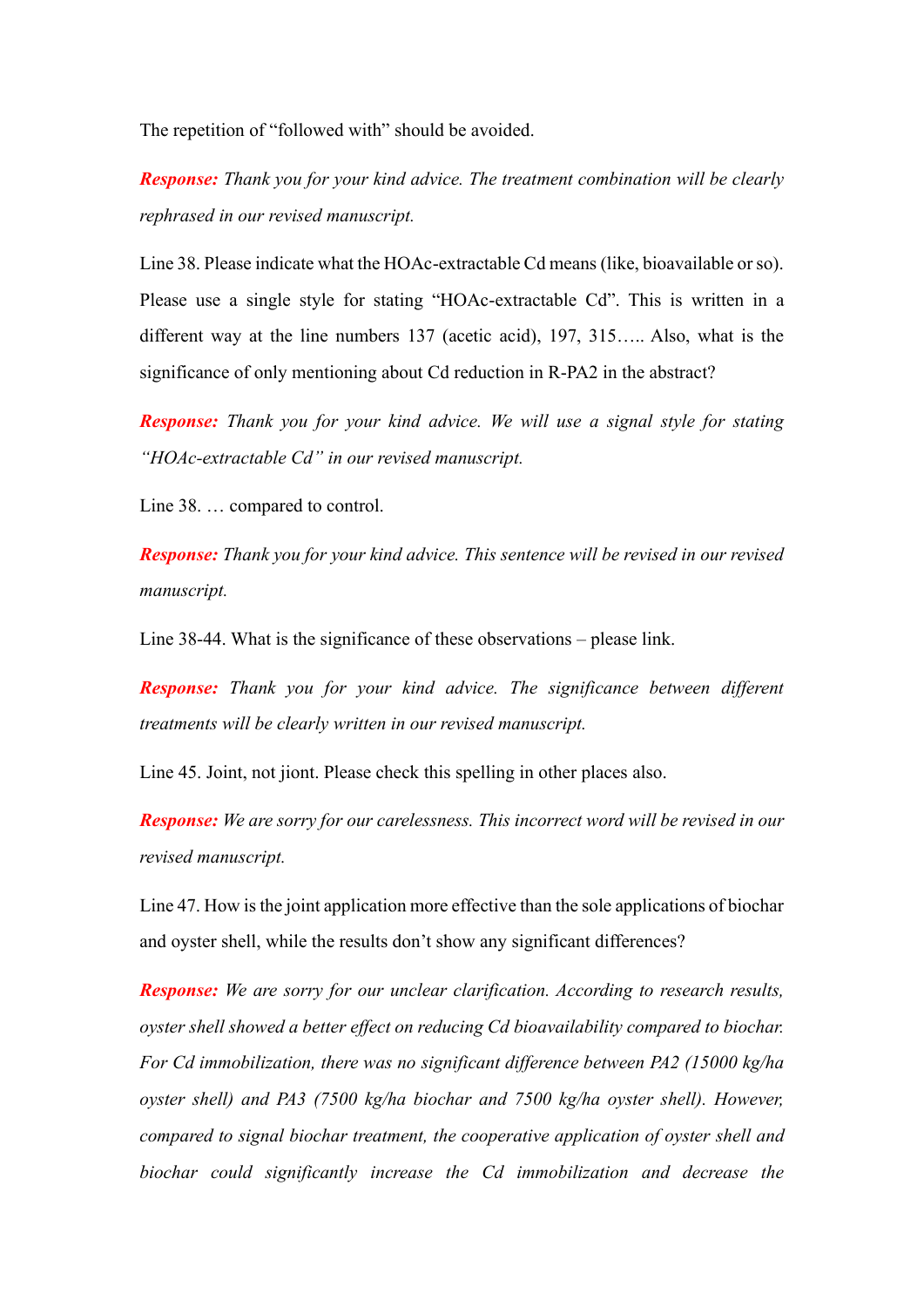The repetition of "followed with" should be avoided.

***Response:*** *Thank you for your kind advice. The treatment combination will be clearly rephrased in our revised manuscript.*

Line 38. Please indicate what the HOAc-extractable Cd means (like, bioavailable or so). Please use a single style for stating "HOAc-extractable Cd". This is written in a different way at the line numbers 137 (acetic acid), 197, 315….. Also, what is the significance of only mentioning about Cd reduction in R-PA2 in the abstract?

***Response:*** *Thank you for your kind advice. We will use a signal style for stating "HOAc-extractable Cd" in our revised manuscript.*

Line 38. … compared to control.

***Response:*** *Thank you for your kind advice. This sentence will be revised in our revised manuscript.*

Line 38-44. What is the significance of these observations – please link.

***Response:*** *Thank you for your kind advice. The significance between different treatments will be clearly written in our revised manuscript.*

Line 45. Joint, not jiont. Please check this spelling in other places also.

***Response:*** *We are sorry for our carelessness. This incorrect word will be revised in our revised manuscript.*

Line 47. How is the joint application more effective than the sole applications of biochar and oyster shell, while the results don't show any significant differences?

***Response:*** *We are sorry for our unclear clarification. According to research results, oyster shell showed a better effect on reducing Cd bioavailability compared to biochar. For Cd immobilization, there was no significant difference between PA2 (15000 kg/ha oyster shell) and PA3 (7500 kg/ha biochar and 7500 kg/ha oyster shell). However, compared to signal biochar treatment, the cooperative application of oyster shell and biochar could significantly increase the Cd immobilization and decrease the*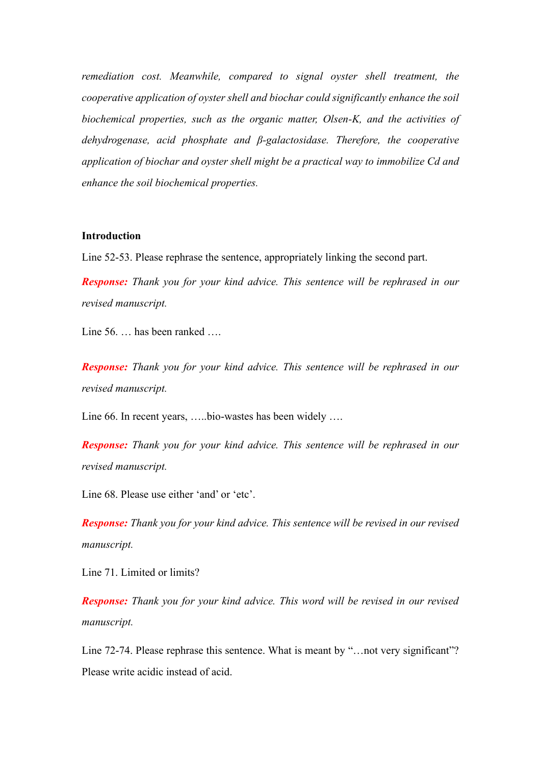*remediation cost. Meanwhile, compared to signal oyster shell treatment, the cooperative application of oyster shell and biochar could significantly enhance the soil biochemical properties, such as the organic matter, Olsen-K, and the activities of dehydrogenase, acid phosphate and β-galactosidase. Therefore, the cooperative application of biochar and oyster shell might be a practical way to immobilize Cd and enhance the soil biochemical properties.*

**Introduction**

Line 52-53. Please rephrase the sentence, appropriately linking the second part.

***Response:*** *Thank you for your kind advice. This sentence will be rephrased in our revised manuscript.*

Line 56. … has been ranked ….

***Response:*** *Thank you for your kind advice. This sentence will be rephrased in our revised manuscript.*

Line 66. In recent years, …..bio-wastes has been widely ….

***Response:*** *Thank you for your kind advice. This sentence will be rephrased in our revised manuscript.*

Line 68. Please use either 'and' or 'etc'.

***Response:*** *Thank you for your kind advice. This sentence will be revised in our revised manuscript.*

Line 71. Limited or limits?

***Response:*** *Thank you for your kind advice. This word will be revised in our revised manuscript.*

Line 72-74. Please rephrase this sentence. What is meant by "…not very significant"? Please write acidic instead of acid.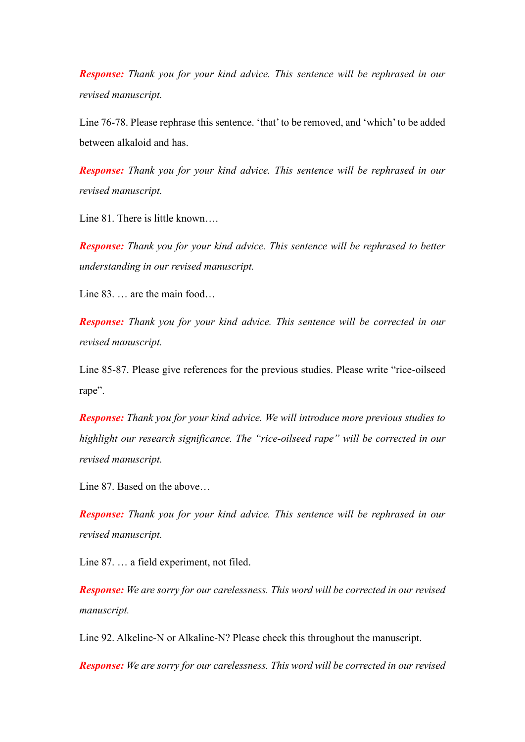***Response:*** *Thank you for your kind advice. This sentence will be rephrased in our revised manuscript.*

Line 76-78. Please rephrase this sentence. ‘that’ to be removed, and ‘which’ to be added between alkaloid and has.

***Response:*** *Thank you for your kind advice. This sentence will be rephrased in our revised manuscript.*

Line 81. There is little known….

***Response:*** *Thank you for your kind advice. This sentence will be rephrased to better understanding in our revised manuscript.*

Line 83. … are the main food…

***Response:*** *Thank you for your kind advice. This sentence will be corrected in our revised manuscript.*

Line 85-87. Please give references for the previous studies. Please write “rice-oilseed rape”.

***Response:*** *Thank you for your kind advice. We will introduce more previous studies to highlight our research significance. The “rice-oilseed rape” will be corrected in our revised manuscript.*

Line 87. Based on the above…

***Response:*** *Thank you for your kind advice. This sentence will be rephrased in our revised manuscript.*

Line 87. … a field experiment, not filed.

***Response:*** *We are sorry for our carelessness. This word will be corrected in our revised manuscript.*

Line 92. Alkeline-N or Alkaline-N? Please check this throughout the manuscript.

***Response:*** *We are sorry for our carelessness. This word will be corrected in our revised*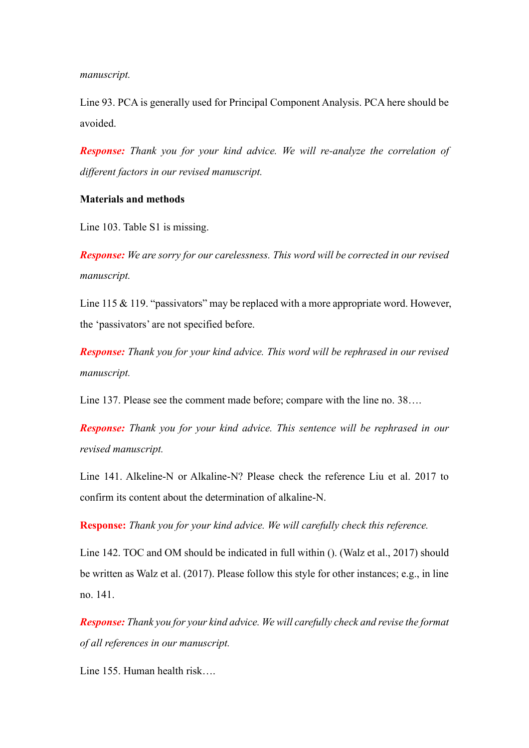*manuscript.*

Line 93. PCA is generally used for Principal Component Analysis. PCA here should be avoided.

***Response:*** *Thank you for your kind advice. We will re-analyze the correlation of different factors in our revised manuscript.*

**Materials and methods**

Line 103. Table S1 is missing.

***Response:*** *We are sorry for our carelessness. This word will be corrected in our revised manuscript.*

Line 115 & 119. "passivators" may be replaced with a more appropriate word. However, the 'passivators' are not specified before.

***Response:*** *Thank you for your kind advice. This word will be rephrased in our revised manuscript.*

Line 137. Please see the comment made before; compare with the line no. 38….

***Response:*** *Thank you for your kind advice. This sentence will be rephrased in our revised manuscript.*

Line 141. Alkeline-N or Alkaline-N? Please check the reference Liu et al. 2017 to confirm its content about the determination of alkaline-N.

**Response:** *Thank you for your kind advice. We will carefully check this reference.*

Line 142. TOC and OM should be indicated in full within (). (Walz et al., 2017) should be written as Walz et al. (2017). Please follow this style for other instances; e.g., in line no. 141.

***Response:*** *Thank you for your kind advice. We will carefully check and revise the format of all references in our manuscript.*

Line 155. Human health risk….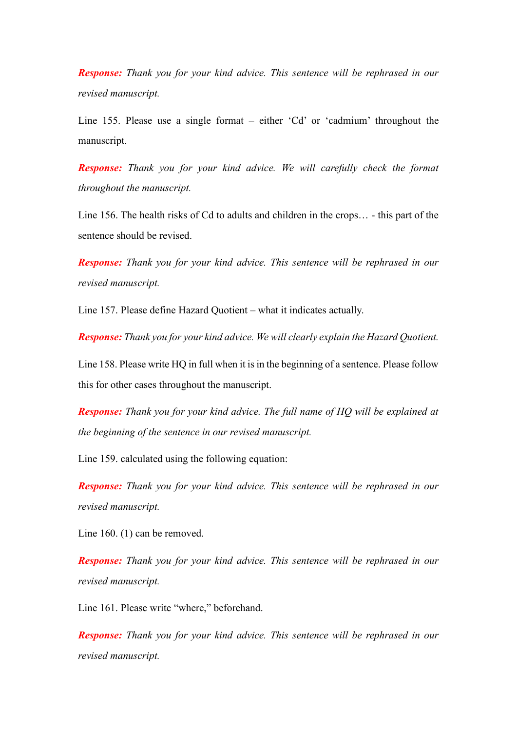***Response:*** *Thank you for your kind advice. This sentence will be rephrased in our revised manuscript.*

Line 155. Please use a single format – either ‘Cd’ or ‘cadmium’ throughout the manuscript.

***Response:*** *Thank you for your kind advice. We will carefully check the format throughout the manuscript.*

Line 156. The health risks of Cd to adults and children in the crops… - this part of the sentence should be revised.

***Response:*** *Thank you for your kind advice. This sentence will be rephrased in our revised manuscript.*

Line 157. Please define Hazard Quotient – what it indicates actually.

***Response:*** *Thank you for your kind advice. We will clearly explain the Hazard Quotient.*

Line 158. Please write HQ in full when it is in the beginning of a sentence. Please follow this for other cases throughout the manuscript.

***Response:*** *Thank you for your kind advice. The full name of HQ will be explained at the beginning of the sentence in our revised manuscript.*

Line 159. calculated using the following equation:

***Response:*** *Thank you for your kind advice. This sentence will be rephrased in our revised manuscript.*

Line 160. (1) can be removed.

***Response:*** *Thank you for your kind advice. This sentence will be rephrased in our revised manuscript.*

Line 161. Please write “where,” beforehand.

***Response:*** *Thank you for your kind advice. This sentence will be rephrased in our revised manuscript.*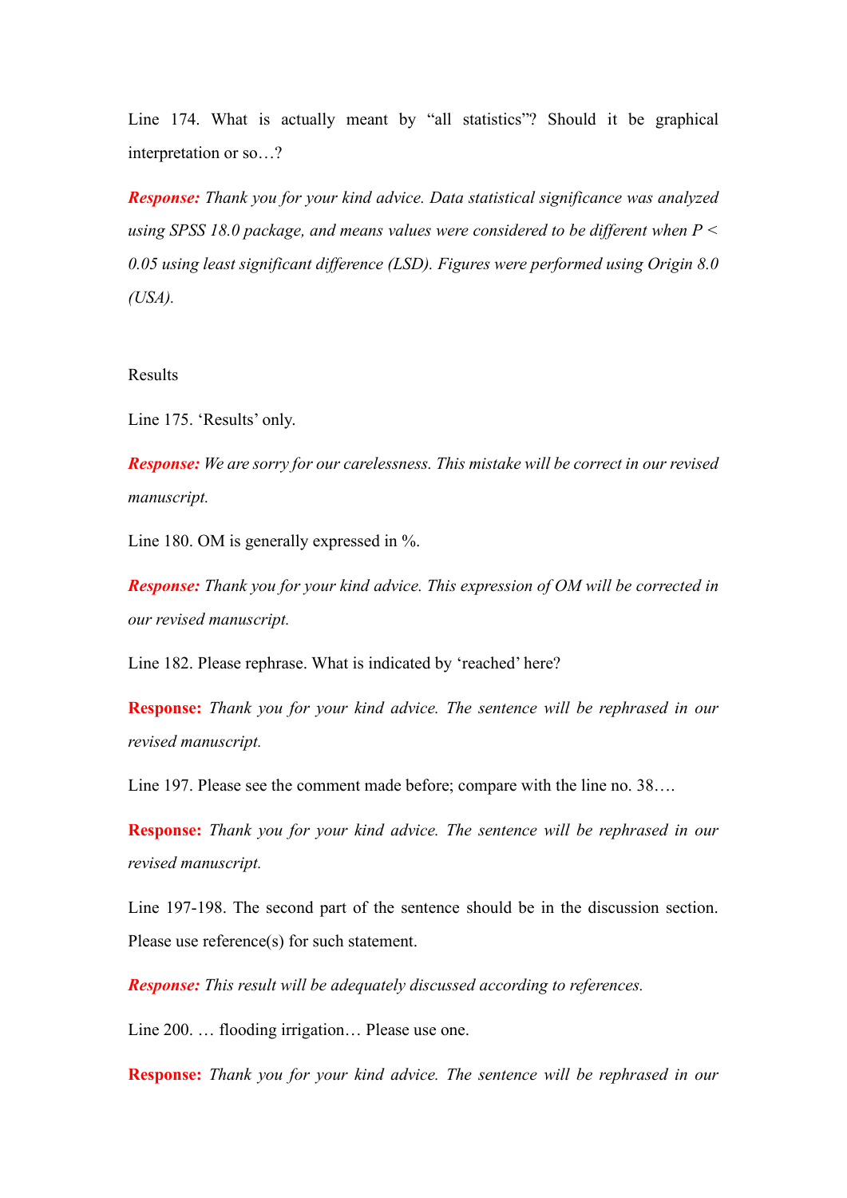Line 174. What is actually meant by "all statistics"? Should it be graphical interpretation or so…?

***Response:*** *Thank you for your kind advice. Data statistical significance was analyzed using SPSS 18.0 package, and means values were considered to be different when $P < 0.05$ using least significant difference (LSD). Figures were performed using Origin 8.0 (USA).*

Results

Line 175. 'Results' only.

***Response:*** *We are sorry for our carelessness. This mistake will be correct in our revised manuscript.*

Line 180. OM is generally expressed in %.

***Response:*** *Thank you for your kind advice. This expression of OM will be corrected in our revised manuscript.*

Line 182. Please rephrase. What is indicated by 'reached' here?

**Response:** *Thank you for your kind advice. The sentence will be rephrased in our revised manuscript.*

Line 197. Please see the comment made before; compare with the line no. 38….

**Response:** *Thank you for your kind advice. The sentence will be rephrased in our revised manuscript.*

Line 197-198. The second part of the sentence should be in the discussion section. Please use reference(s) for such statement.

***Response:*** *This result will be adequately discussed according to references.*

Line 200. … flooding irrigation… Please use one.

**Response:** *Thank you for your kind advice. The sentence will be rephrased in our*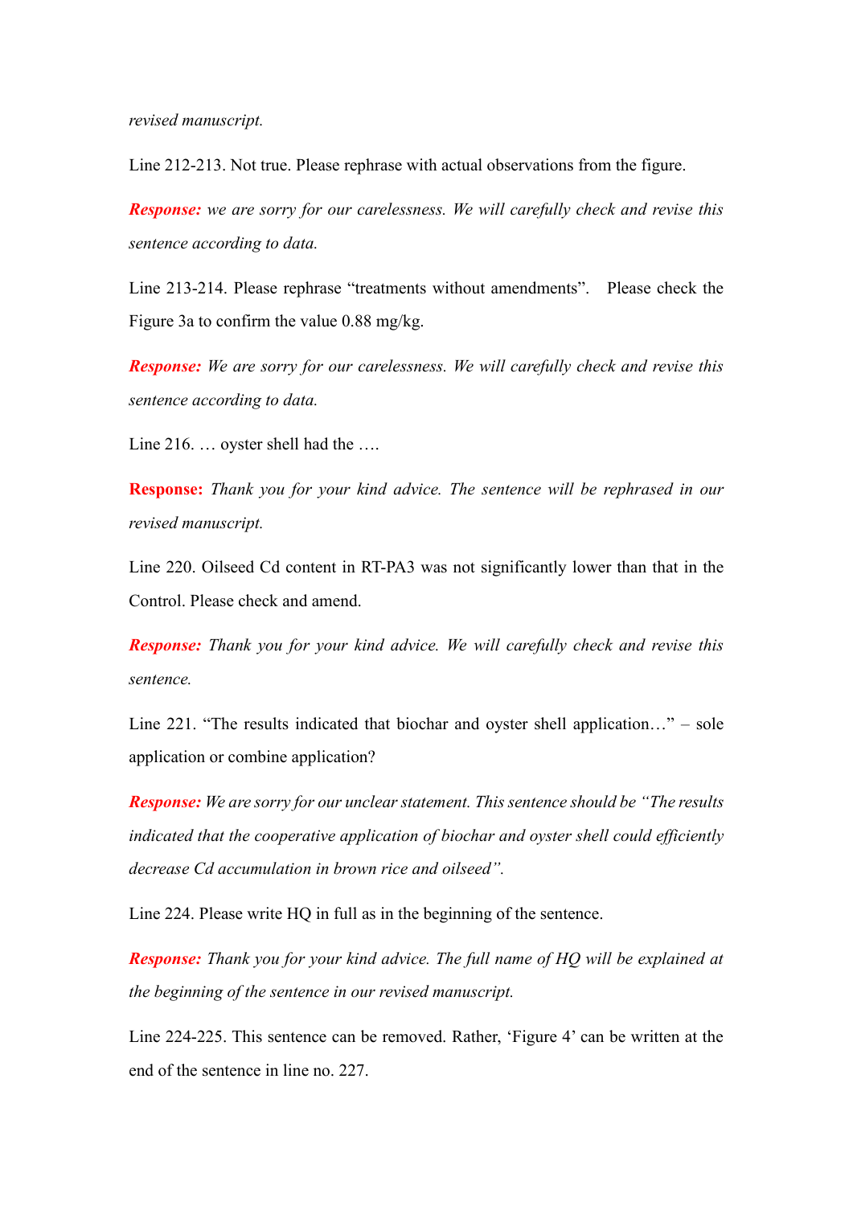*revised manuscript.*

Line 212-213. Not true. Please rephrase with actual observations from the figure.

***Response:*** *we are sorry for our carelessness. We will carefully check and revise this sentence according to data.*

Line 213-214. Please rephrase "treatments without amendments". Please check the Figure 3a to confirm the value 0.88 mg/kg.

***Response:*** *We are sorry for our carelessness. We will carefully check and revise this sentence according to data.*

Line 216. … oyster shell had the ….

**Response:** *Thank you for your kind advice. The sentence will be rephrased in our revised manuscript.*

Line 220. Oilseed Cd content in RT-PA3 was not significantly lower than that in the Control. Please check and amend.

***Response:*** *Thank you for your kind advice. We will carefully check and revise this sentence.*

Line 221. "The results indicated that biochar and oyster shell application…" – sole application or combine application?

***Response:*** *We are sorry for our unclear statement. This sentence should be "The results indicated that the cooperative application of biochar and oyster shell could efficiently decrease Cd accumulation in brown rice and oilseed".*

Line 224. Please write HQ in full as in the beginning of the sentence.

***Response:*** *Thank you for your kind advice. The full name of HQ will be explained at the beginning of the sentence in our revised manuscript.*

Line 224-225. This sentence can be removed. Rather, 'Figure 4' can be written at the end of the sentence in line no. 227.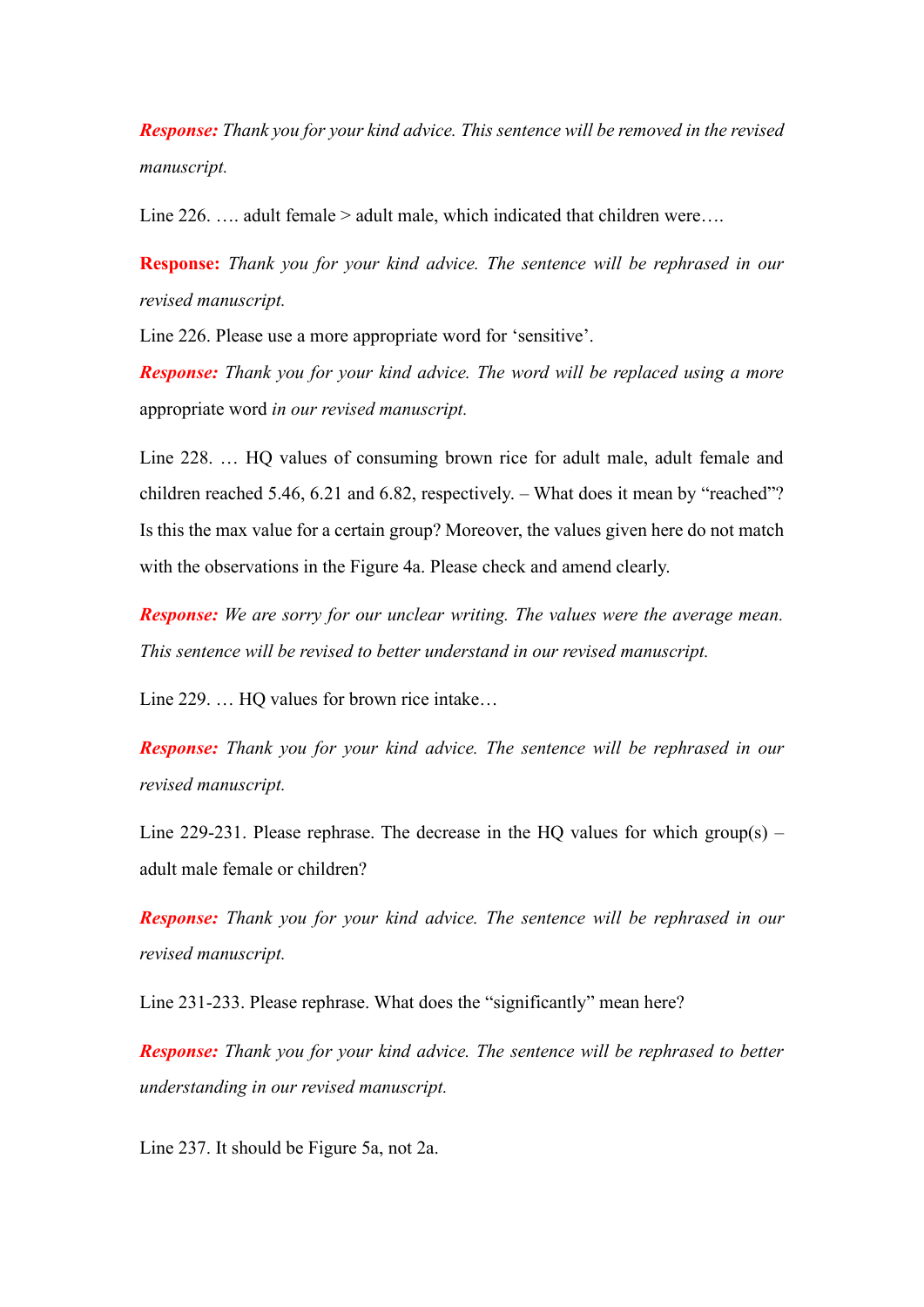***Response:*** *Thank you for your kind advice. This sentence will be removed in the revised manuscript.*

Line 226. …. adult female > adult male, which indicated that children were….

**Response:** *Thank you for your kind advice. The sentence will be rephrased in our revised manuscript.*

Line 226. Please use a more appropriate word for 'sensitive'.

***Response:*** *Thank you for your kind advice. The word will be replaced using a more* appropriate word *in our revised manuscript.*

Line 228. … HQ values of consuming brown rice for adult male, adult female and children reached 5.46, 6.21 and 6.82, respectively. – What does it mean by "reached"? Is this the max value for a certain group? Moreover, the values given here do not match with the observations in the Figure 4a. Please check and amend clearly.

***Response:*** *We are sorry for our unclear writing. The values were the average mean. This sentence will be revised to better understand in our revised manuscript.*

Line 229. … HQ values for brown rice intake…

***Response:*** *Thank you for your kind advice. The sentence will be rephrased in our revised manuscript.*

Line 229-231. Please rephrase. The decrease in the HQ values for which group(s) – adult male female or children?

***Response:*** *Thank you for your kind advice. The sentence will be rephrased in our revised manuscript.*

Line 231-233. Please rephrase. What does the "significantly" mean here?

***Response:*** *Thank you for your kind advice. The sentence will be rephrased to better understanding in our revised manuscript.*

Line 237. It should be Figure 5a, not 2a.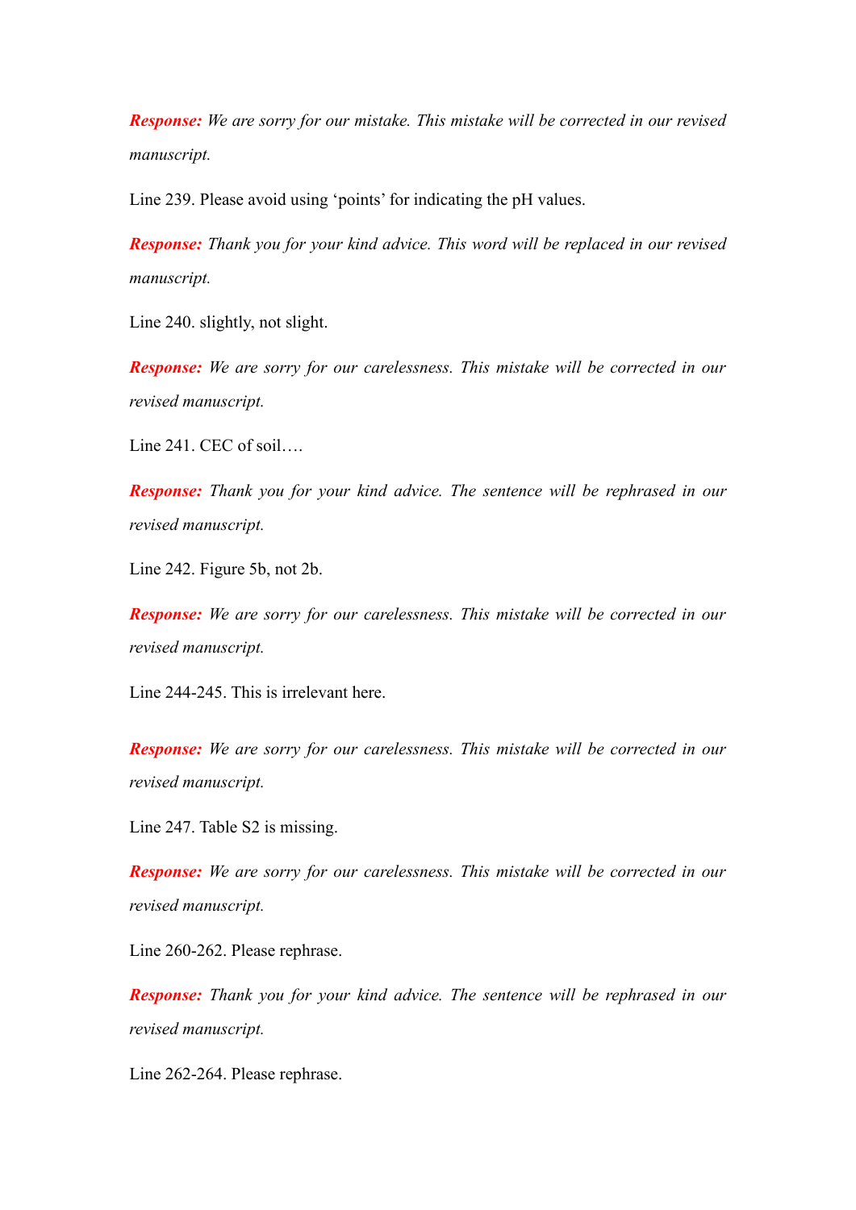***Response:*** *We are sorry for our mistake. This mistake will be corrected in our revised manuscript.*

Line 239. Please avoid using ‘points’ for indicating the pH values.

***Response:*** *Thank you for your kind advice. This word will be replaced in our revised manuscript.*

Line 240. slightly, not slight.

***Response:*** *We are sorry for our carelessness. This mistake will be corrected in our revised manuscript.*

Line 241. CEC of soil….

***Response:*** *Thank you for your kind advice. The sentence will be rephrased in our revised manuscript.*

Line 242. Figure 5b, not 2b.

***Response:*** *We are sorry for our carelessness. This mistake will be corrected in our revised manuscript.*

Line 244-245. This is irrelevant here.

***Response:*** *We are sorry for our carelessness. This mistake will be corrected in our revised manuscript.*

Line 247. Table S2 is missing.

***Response:*** *We are sorry for our carelessness. This mistake will be corrected in our revised manuscript.*

Line 260-262. Please rephrase.

***Response:*** *Thank you for your kind advice. The sentence will be rephrased in our revised manuscript.*

Line 262-264. Please rephrase.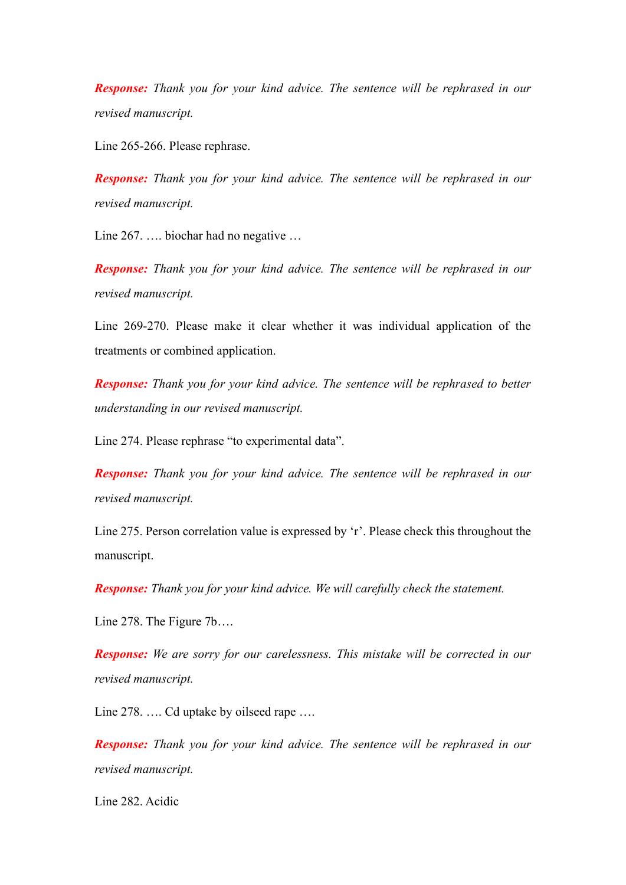***Response:*** *Thank you for your kind advice. The sentence will be rephrased in our revised manuscript.*

Line 265-266. Please rephrase.

***Response:*** *Thank you for your kind advice. The sentence will be rephrased in our revised manuscript.*

Line 267. …. biochar had no negative …

***Response:*** *Thank you for your kind advice. The sentence will be rephrased in our revised manuscript.*

Line 269-270. Please make it clear whether it was individual application of the treatments or combined application.

***Response:*** *Thank you for your kind advice. The sentence will be rephrased to better understanding in our revised manuscript.*

Line 274. Please rephrase "to experimental data".

***Response:*** *Thank you for your kind advice. The sentence will be rephrased in our revised manuscript.*

Line 275. Person correlation value is expressed by 'r'. Please check this throughout the manuscript.

***Response:*** *Thank you for your kind advice. We will carefully check the statement.*

Line 278. The Figure 7b….

***Response:*** *We are sorry for our carelessness. This mistake will be corrected in our revised manuscript.*

Line 278. …. Cd uptake by oilseed rape ….

***Response:*** *Thank you for your kind advice. The sentence will be rephrased in our revised manuscript.*

Line 282. Acidic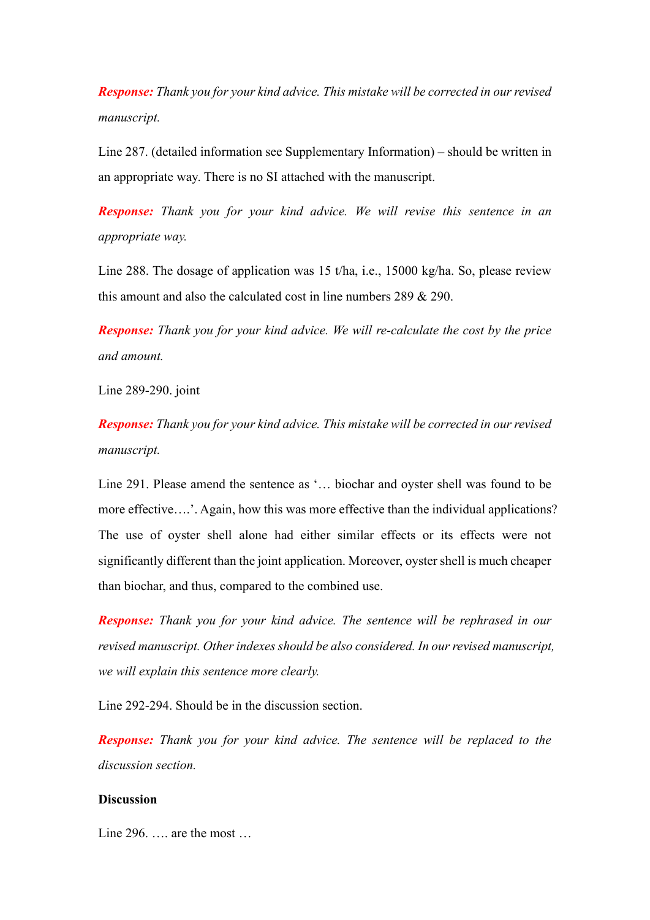***Response:*** *Thank you for your kind advice. This mistake will be corrected in our revised manuscript.*

Line 287. (detailed information see Supplementary Information) – should be written in an appropriate way. There is no SI attached with the manuscript.

***Response:*** *Thank you for your kind advice. We will revise this sentence in an appropriate way.*

Line 288. The dosage of application was 15 t/ha, i.e., 15000 kg/ha. So, please review this amount and also the calculated cost in line numbers 289 & 290.

***Response:*** *Thank you for your kind advice. We will re-calculate the cost by the price and amount.*

Line 289-290. joint

***Response:*** *Thank you for your kind advice. This mistake will be corrected in our revised manuscript.*

Line 291. Please amend the sentence as '… biochar and oyster shell was found to be more effective….'. Again, how this was more effective than the individual applications? The use of oyster shell alone had either similar effects or its effects were not significantly different than the joint application. Moreover, oyster shell is much cheaper than biochar, and thus, compared to the combined use.

***Response:*** *Thank you for your kind advice. The sentence will be rephrased in our revised manuscript. Other indexes should be also considered. In our revised manuscript, we will explain this sentence more clearly.*

Line 292-294. Should be in the discussion section.

***Response:*** *Thank you for your kind advice. The sentence will be replaced to the discussion section.*

**Discussion**

Line 296. …. are the most …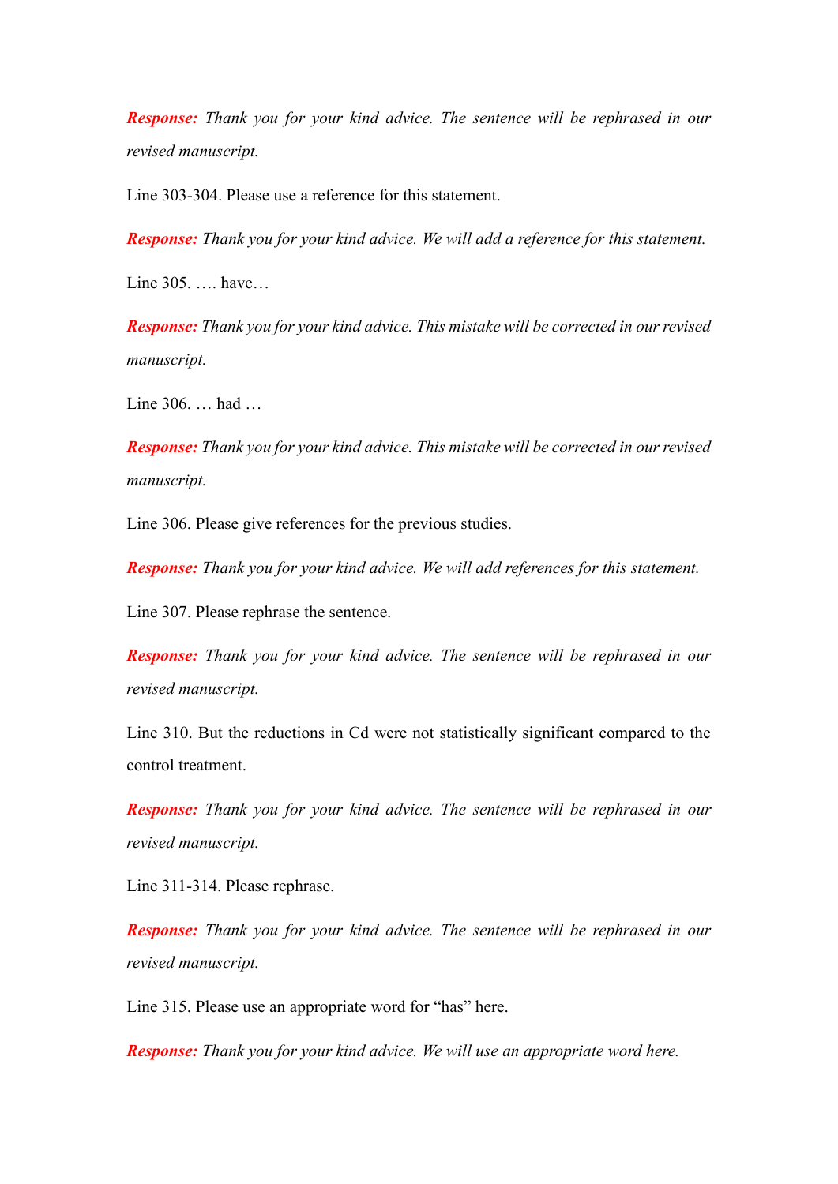***Response:*** *Thank you for your kind advice. The sentence will be rephrased in our revised manuscript.*

Line 303-304. Please use a reference for this statement.

***Response:*** *Thank you for your kind advice. We will add a reference for this statement.*

Line 305. …. have…

***Response:*** *Thank you for your kind advice. This mistake will be corrected in our revised manuscript.*

Line 306. … had …

***Response:*** *Thank you for your kind advice. This mistake will be corrected in our revised manuscript.*

Line 306. Please give references for the previous studies.

***Response:*** *Thank you for your kind advice. We will add references for this statement.*

Line 307. Please rephrase the sentence.

***Response:*** *Thank you for your kind advice. The sentence will be rephrased in our revised manuscript.*

Line 310. But the reductions in Cd were not statistically significant compared to the control treatment.

***Response:*** *Thank you for your kind advice. The sentence will be rephrased in our revised manuscript.*

Line 311-314. Please rephrase.

***Response:*** *Thank you for your kind advice. The sentence will be rephrased in our revised manuscript.*

Line 315. Please use an appropriate word for "has" here.

***Response:*** *Thank you for your kind advice. We will use an appropriate word here.*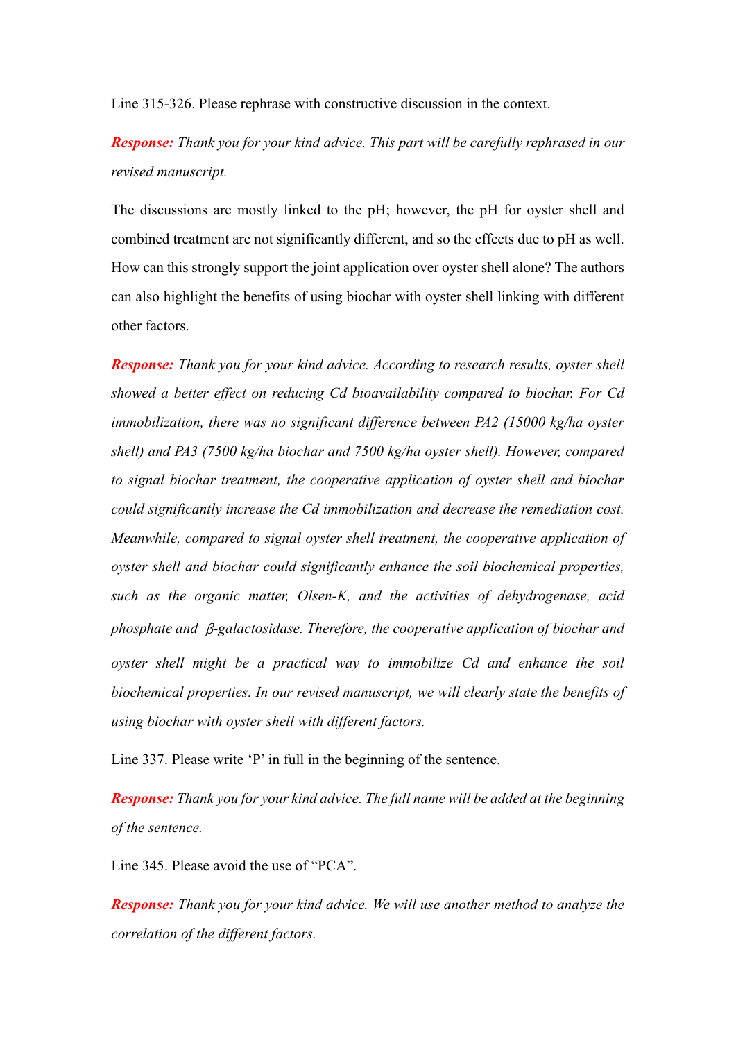Line 315-326. Please rephrase with constructive discussion in the context.

***Response:*** *Thank you for your kind advice. This part will be carefully rephrased in our revised manuscript.*

The discussions are mostly linked to the pH; however, the pH for oyster shell and combined treatment are not significantly different, and so the effects due to pH as well. How can this strongly support the joint application over oyster shell alone? The authors can also highlight the benefits of using biochar with oyster shell linking with different other factors.

***Response:*** *Thank you for your kind advice. According to research results, oyster shell showed a better effect on reducing Cd bioavailability compared to biochar. For Cd immobilization, there was no significant difference between PA2 (15000 kg/ha oyster shell) and PA3 (7500 kg/ha biochar and 7500 kg/ha oyster shell). However, compared to signal biochar treatment, the cooperative application of oyster shell and biochar could significantly increase the Cd immobilization and decrease the remediation cost. Meanwhile, compared to signal oyster shell treatment, the cooperative application of oyster shell and biochar could significantly enhance the soil biochemical properties, such as the organic matter, Olsen-K, and the activities of dehydrogenase, acid phosphate and β-galactosidase. Therefore, the cooperative application of biochar and oyster shell might be a practical way to immobilize Cd and enhance the soil biochemical properties. In our revised manuscript, we will clearly state the benefits of using biochar with oyster shell with different factors.*

Line 337. Please write 'P' in full in the beginning of the sentence.

***Response:*** *Thank you for your kind advice. The full name will be added at the beginning of the sentence.*

Line 345. Please avoid the use of "PCA".

***Response:*** *Thank you for your kind advice. We will use another method to analyze the correlation of the different factors.*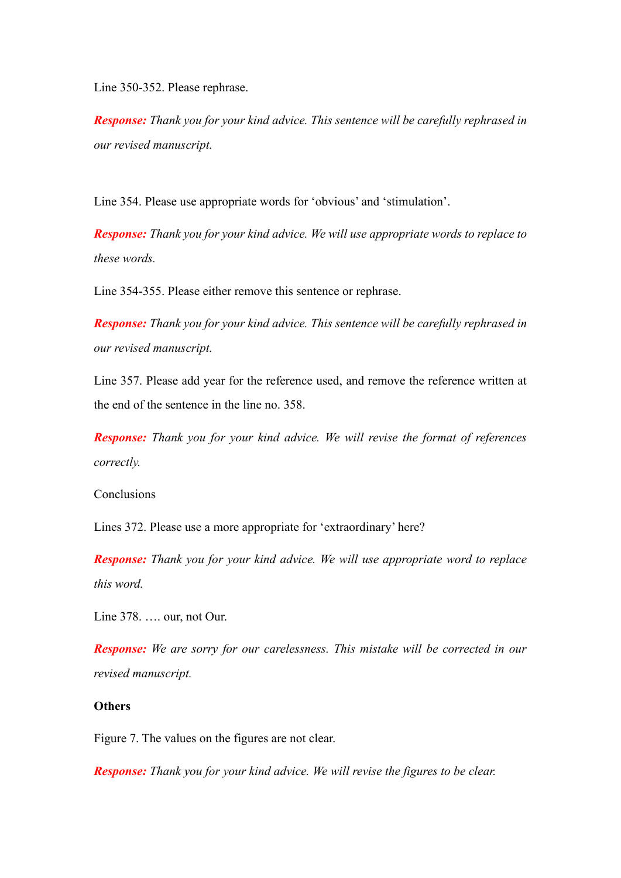Line 350-352. Please rephrase.

***Response:*** *Thank you for your kind advice. This sentence will be carefully rephrased in our revised manuscript.*

Line 354. Please use appropriate words for 'obvious' and 'stimulation'.

***Response:*** *Thank you for your kind advice. We will use appropriate words to replace to these words.*

Line 354-355. Please either remove this sentence or rephrase.

***Response:*** *Thank you for your kind advice. This sentence will be carefully rephrased in our revised manuscript.*

Line 357. Please add year for the reference used, and remove the reference written at the end of the sentence in the line no. 358.

***Response:*** *Thank you for your kind advice. We will revise the format of references correctly.*

Conclusions

Lines 372. Please use a more appropriate for 'extraordinary' here?

***Response:*** *Thank you for your kind advice. We will use appropriate word to replace this word.*

Line 378. …. our, not Our.

***Response:*** *We are sorry for our carelessness. This mistake will be corrected in our revised manuscript.*

**Others**

Figure 7. The values on the figures are not clear.

***Response:*** *Thank you for your kind advice. We will revise the figures to be clear.*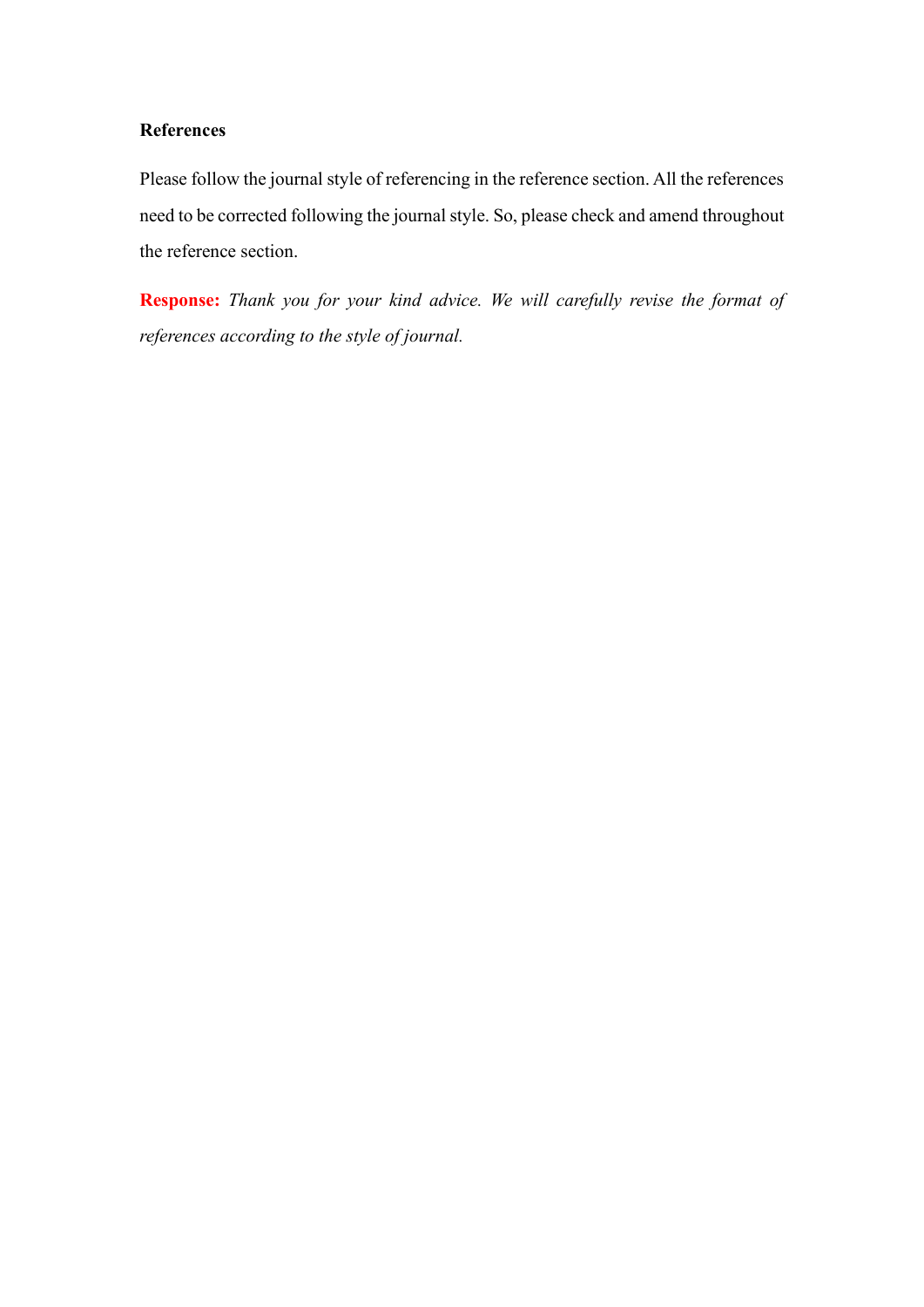**References**

Please follow the journal style of referencing in the reference section. All the references need to be corrected following the journal style. So, please check and amend throughout the reference section.

**Response:** *Thank you for your kind advice. We will carefully revise the format of references according to the style of journal.*